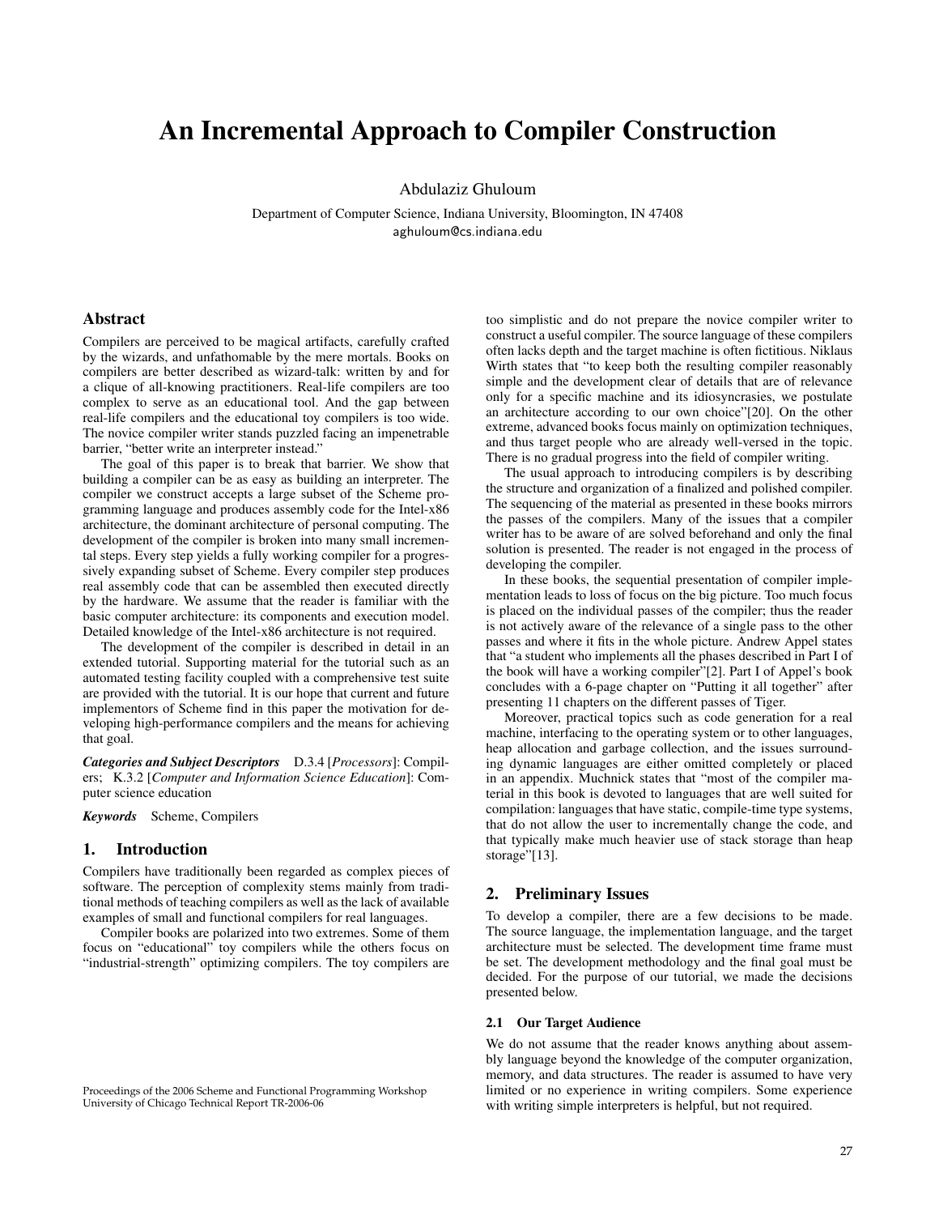# An Incremental Approach to Compiler Construction

Abdulaziz Ghuloum

Department of Computer Science, Indiana University, Bloomington, IN 47408
aghuloum@cs.indiana.edu

## Abstract

Compilers are perceived to be magical artifacts, carefully crafted by the wizards, and unfathomable by the mere mortals. Books on compilers are better described as wizard-talk: written by and for a clique of all-knowing practitioners. Real-life compilers are too complex to serve as an educational tool. And the gap between real-life compilers and the educational toy compilers is too wide. The novice compiler writer stands puzzled facing an impenetrable barrier, "better write an interpreter instead."

The goal of this paper is to break that barrier. We show that building a compiler can be as easy as building an interpreter. The compiler we construct accepts a large subset of the Scheme programming language and produces assembly code for the Intel-x86 architecture, the dominant architecture of personal computing. The development of the compiler is broken into many small incremental steps. Every step yields a fully working compiler for a progressively expanding subset of Scheme. Every compiler step produces real assembly code that can be assembled then executed directly by the hardware. We assume that the reader is familiar with the basic computer architecture: its components and execution model. Detailed knowledge of the Intel-x86 architecture is not required.

The development of the compiler is described in detail in an extended tutorial. Supporting material for the tutorial such as an automated testing facility coupled with a comprehensive test suite are provided with the tutorial. It is our hope that current and future implementors of Scheme find in this paper the motivation for developing high-performance compilers and the means for achieving that goal.

***Categories and Subject Descriptors*** D.3.4 [*Processors*]: Compilers; K.3.2 [*Computer and Information Science Education*]: Computer science education

***Keywords*** Scheme, Compilers

## 1. Introduction

Compilers have traditionally been regarded as complex pieces of software. The perception of complexity stems mainly from traditional methods of teaching compilers as well as the lack of available examples of small and functional compilers for real languages.

Compiler books are polarized into two extremes. Some of them focus on "educational" toy compilers while the others focus on "industrial-strength" optimizing compilers. The toy compilers are too simplistic and do not prepare the novice compiler writer to construct a useful compiler. The source language of these compilers often lacks depth and the target machine is often fictitious. Niklaus Wirth states that "to keep both the resulting compiler reasonably simple and the development clear of details that are of relevance only for a specific machine and its idiosyncrasies, we postulate an architecture according to our own choice"[20]. On the other extreme, advanced books focus mainly on optimization techniques, and thus target people who are already well-versed in the topic. There is no gradual progress into the field of compiler writing.

The usual approach to introducing compilers is by describing the structure and organization of a finalized and polished compiler. The sequencing of the material as presented in these books mirrors the passes of the compilers. Many of the issues that a compiler writer has to be aware of are solved beforehand and only the final solution is presented. The reader is not engaged in the process of developing the compiler.

In these books, the sequential presentation of compiler implementation leads to loss of focus on the big picture. Too much focus is placed on the individual passes of the compiler; thus the reader is not actively aware of the relevance of a single pass to the other passes and where it fits in the whole picture. Andrew Appel states that "a student who implements all the phases described in Part I of the book will have a working compiler"[2]. Part I of Appel's book concludes with a 6-page chapter on "Putting it all together" after presenting 11 chapters on the different passes of Tiger.

Moreover, practical topics such as code generation for a real machine, interfacing to the operating system or to other languages, heap allocation and garbage collection, and the issues surrounding dynamic languages are either omitted completely or placed in an appendix. Muchnick states that "most of the compiler material in this book is devoted to languages that are well suited for compilation: languages that have static, compile-time type systems, that do not allow the user to incrementally change the code, and that typically make much heavier use of stack storage than heap storage"[13].

## 2. Preliminary Issues

To develop a compiler, there are a few decisions to be made. The source language, the implementation language, and the target architecture must be selected. The development time frame must be set. The development methodology and the final goal must be decided. For the purpose of our tutorial, we made the decisions presented below.

### 2.1 Our Target Audience

We do not assume that the reader knows anything about assembly language beyond the knowledge of the computer organization, memory, and data structures. The reader is assumed to have very limited or no experience in writing compilers. Some experience with writing simple interpreters is helpful, but not required.

Proceedings of the 2006 Scheme and Functional Programming Workshop
University of Chicago Technical Report TR-2006-06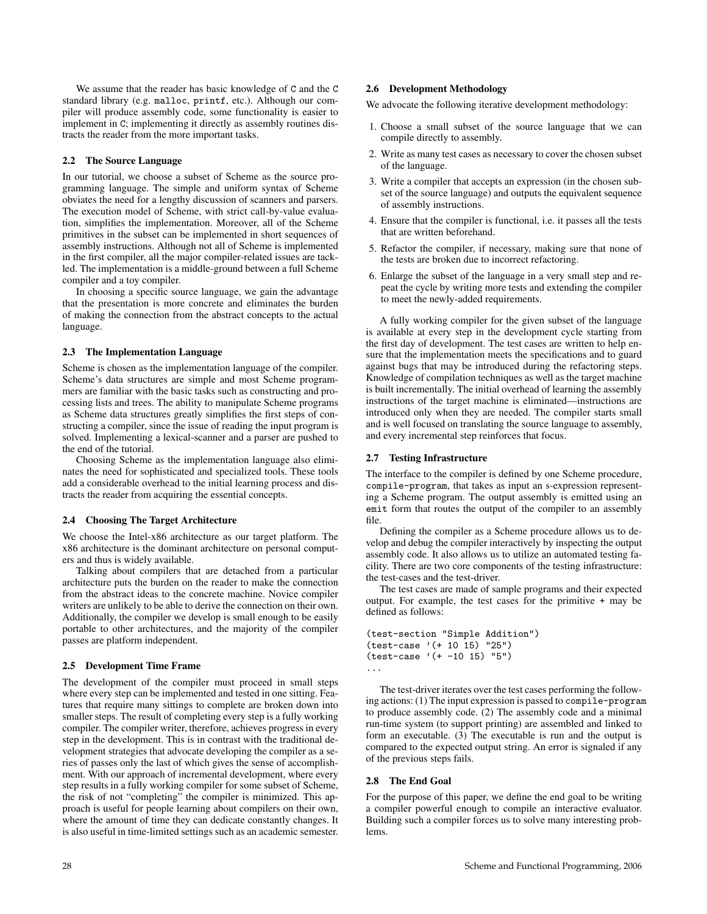We assume that the reader has basic knowledge of C and the C standard library (e.g. `malloc`, `printf`, etc.). Although our compiler will produce assembly code, some functionality is easier to implement in C; implementing it directly as assembly routines distracts the reader from the more important tasks.

### 2.2 The Source Language

In our tutorial, we choose a subset of Scheme as the source programming language. The simple and uniform syntax of Scheme obviates the need for a lengthy discussion of scanners and parsers. The execution model of Scheme, with strict call-by-value evaluation, simplifies the implementation. Moreover, all of the Scheme primitives in the subset can be implemented in short sequences of assembly instructions. Although not all of Scheme is implemented in the first compiler, all the major compiler-related issues are tackled. The implementation is a middle-ground between a full Scheme compiler and a toy compiler.

In choosing a specific source language, we gain the advantage that the presentation is more concrete and eliminates the burden of making the connection from the abstract concepts to the actual language.

### 2.3 The Implementation Language

Scheme is chosen as the implementation language of the compiler. Scheme's data structures are simple and most Scheme programmers are familiar with the basic tasks such as constructing and processing lists and trees. The ability to manipulate Scheme programs as Scheme data structures greatly simplifies the first steps of constructing a compiler, since the issue of reading the input program is solved. Implementing a lexical-scanner and a parser are pushed to the end of the tutorial.

Choosing Scheme as the implementation language also eliminates the need for sophisticated and specialized tools. These tools add a considerable overhead to the initial learning process and distracts the reader from acquiring the essential concepts.

### 2.4 Choosing The Target Architecture

We choose the Intel-x86 architecture as our target platform. The x86 architecture is the dominant architecture on personal computers and thus is widely available.

Talking about compilers that are detached from a particular architecture puts the burden on the reader to make the connection from the abstract ideas to the concrete machine. Novice compiler writers are unlikely to be able to derive the connection on their own. Additionally, the compiler we develop is small enough to be easily portable to other architectures, and the majority of the compiler passes are platform independent.

### 2.5 Development Time Frame

The development of the compiler must proceed in small steps where every step can be implemented and tested in one sitting. Features that require many sittings to complete are broken down into smaller steps. The result of completing every step is a fully working compiler. The compiler writer, therefore, achieves progress in every step in the development. This is in contrast with the traditional development strategies that advocate developing the compiler as a series of passes only the last of which gives the sense of accomplishment. With our approach of incremental development, where every step results in a fully working compiler for some subset of Scheme, the risk of not "completing" the compiler is minimized. This approach is useful for people learning about compilers on their own, where the amount of time they can dedicate constantly changes. It is also useful in time-limited settings such as an academic semester.

### 2.6 Development Methodology

We advocate the following iterative development methodology:

1. Choose a small subset of the source language that we can compile directly to assembly.
2. Write as many test cases as necessary to cover the chosen subset of the language.
3. Write a compiler that accepts an expression (in the chosen subset of the source language) and outputs the equivalent sequence of assembly instructions.
4. Ensure that the compiler is functional, i.e. it passes all the tests that are written beforehand.
5. Refactor the compiler, if necessary, making sure that none of the tests are broken due to incorrect refactoring.
6. Enlarge the subset of the language in a very small step and repeat the cycle by writing more tests and extending the compiler to meet the newly-added requirements.

A fully working compiler for the given subset of the language is available at every step in the development cycle starting from the first day of development. The test cases are written to help ensure that the implementation meets the specifications and to guard against bugs that may be introduced during the refactoring steps. Knowledge of compilation techniques as well as the target machine is built incrementally. The initial overhead of learning the assembly instructions of the target machine is eliminated—instructions are introduced only when they are needed. The compiler starts small and is well focused on translating the source language to assembly, and every incremental step reinforces that focus.

### 2.7 Testing Infrastructure

The interface to the compiler is defined by one Scheme procedure, `compile-program`, that takes as input an s-expression representing a Scheme program. The output assembly is emitted using an `emit` form that routes the output of the compiler to an assembly file.

Defining the compiler as a Scheme procedure allows us to develop and debug the compiler interactively by inspecting the output assembly code. It also allows us to utilize an automated testing facility. There are two core components of the testing infrastructure: the test-cases and the test-driver.

The test cases are made of sample programs and their expected output. For example, the test cases for the primitive + may be defined as follows:

```
(test-section "Simple Addition")
(test-case '(+ 10 15) "25")
(test-case '(+ -10 15) "5")
...
```

The test-driver iterates over the test cases performing the following actions: (1) The input expression is passed to `compile-program` to produce assembly code. (2) The assembly code and a minimal run-time system (to support printing) are assembled and linked to form an executable. (3) The executable is run and the output is compared to the expected output string. An error is signaled if any of the previous steps fails.

### 2.8 The End Goal

For the purpose of this paper, we define the end goal to be writing a compiler powerful enough to compile an interactive evaluator. Building such a compiler forces us to solve many interesting problems.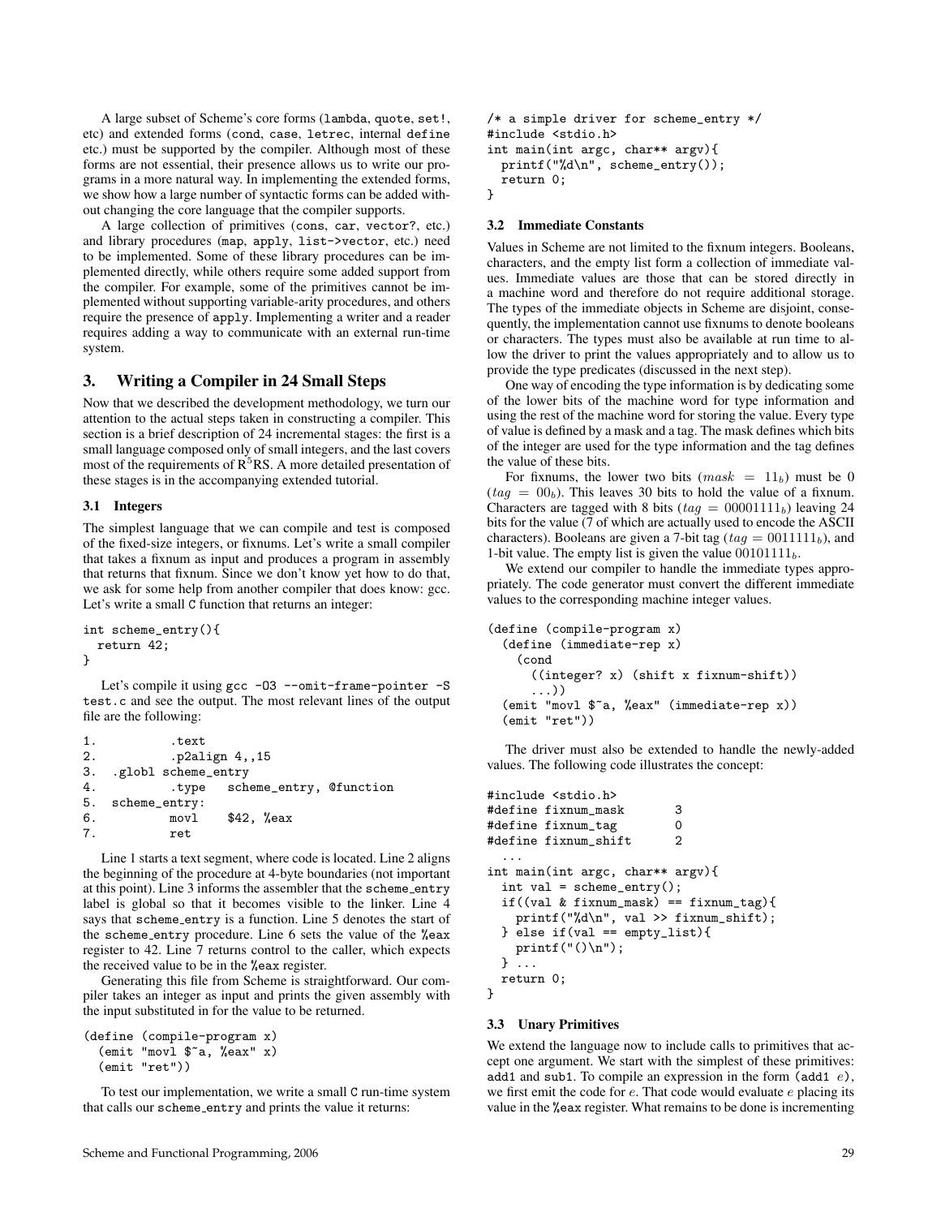A large subset of Scheme's core forms (lambda, quote, set!, etc) and extended forms (cond, case, letrec, internal define etc.) must be supported by the compiler. Although most of these forms are not essential, their presence allows us to write our programs in a more natural way. In implementing the extended forms, we show how a large number of syntactic forms can be added without changing the core language that the compiler supports.

A large collection of primitives (cons, car, vector?, etc.) and library procedures (map, apply, list->vector, etc.) need to be implemented. Some of these library procedures can be implemented directly, while others require some added support from the compiler. For example, some of the primitives cannot be implemented without supporting variable-arity procedures, and others require the presence of apply. Implementing a writer and a reader requires adding a way to communicate with an external run-time system.

## 3. Writing a Compiler in 24 Small Steps

Now that we described the development methodology, we turn our attention to the actual steps taken in constructing a compiler. This section is a brief description of 24 incremental stages: the first is a small language composed only of small integers, and the last covers most of the requirements of $R^5$RS. A more detailed presentation of these stages is in the accompanying extended tutorial.

### 3.1 Integers

The simplest language that we can compile and test is composed of the fixed-size integers, or fixnums. Let's write a small compiler that takes a fixnum as input and produces a program in assembly that returns that fixnum. Since we don't know yet how to do that, we ask for some help from another compiler that does know: gcc. Let's write a small C function that returns an integer:

```
int scheme_entry(){
  return 42;
}
```

Let's compile it using `gcc -O3 --omit-frame-pointer -S test.c` and see the output. The most relevant lines of the output file are the following:

```
1.          .text
2.          .p2align 4,,15
3.  .globl scheme_entry
4.          .type   scheme_entry, @function
5.  scheme_entry:
6.          movl    $42, %eax
7.          ret
```

Line 1 starts a text segment, where code is located. Line 2 aligns the beginning of the procedure at 4-byte boundaries (not important at this point). Line 3 informs the assembler that the scheme_entry label is global so that it becomes visible to the linker. Line 4 says that scheme_entry is a function. Line 5 denotes the start of the scheme_entry procedure. Line 6 sets the value of the %eax register to 42. Line 7 returns control to the caller, which expects the received value to be in the %eax register.

Generating this file from Scheme is straightforward. Our compiler takes an integer as input and prints the given assembly with the input substituted in for the value to be returned.

```
(define (compile-program x)
  (emit "movl $~a, %eax" x)
  (emit "ret"))
```

To test our implementation, we write a small C run-time system that calls our scheme_entry and prints the value it returns:

```
/* a simple driver for scheme_entry */
#include <stdio.h>
int main(int argc, char** argv){
  printf("%d\n", scheme_entry());
  return 0;
}
```

### 3.2 Immediate Constants

Values in Scheme are not limited to the fixnum integers. Booleans, characters, and the empty list form a collection of immediate values. Immediate values are those that can be stored directly in a machine word and therefore do not require additional storage. The types of the immediate objects in Scheme are disjoint, consequently, the implementation cannot use fixnums to denote booleans or characters. The types must also be available at run time to allow the driver to print the values appropriately and to allow us to provide the type predicates (discussed in the next step).

One way of encoding the type information is by dedicating some of the lower bits of the machine word for type information and using the rest of the machine word for storing the value. Every type of value is defined by a mask and a tag. The mask defines which bits of the integer are used for the type information and the tag defines the value of these bits.

For fixnums, the lower two bits ($mask = 11_b$) must be 0 ($tag = 00_b$). This leaves 30 bits to hold the value of a fixnum. Characters are tagged with 8 bits ($tag = 00001111_b$) leaving 24 bits for the value (7 of which are actually used to encode the ASCII characters). Booleans are given a 7-bit tag ($tag = 0011111_b$), and 1-bit value. The empty list is given the value $00101111_b$.

We extend our compiler to handle the immediate types appropriately. The code generator must convert the different immediate values to the corresponding machine integer values.

```
(define (compile-program x)
  (define (immediate-rep x)
    (cond
      ((integer? x) (shift x fixnum-shift))
      ...))
  (emit "movl $~a, %eax" (immediate-rep x))
  (emit "ret"))
```

The driver must also be extended to handle the newly-added values. The following code illustrates the concept:

```
#include <stdio.h>
#define fixnum_mask       3
#define fixnum_tag        0
#define fixnum_shift      2
  ...
int main(int argc, char** argv){
  int val = scheme_entry();
  if((val & fixnum_mask) == fixnum_tag){
    printf("%d\n", val >> fixnum_shift);
  } else if(val == empty_list){
    printf("()\n");
  } ...
  return 0;
}
```

### 3.3 Unary Primitives

We extend the language now to include calls to primitives that accept one argument. We start with the simplest of these primitives: add1 and sub1. To compile an expression in the form (add1 $e$), we first emit the code for $e$. That code would evaluate $e$ placing its value in the %eax register. What remains to be done is incrementing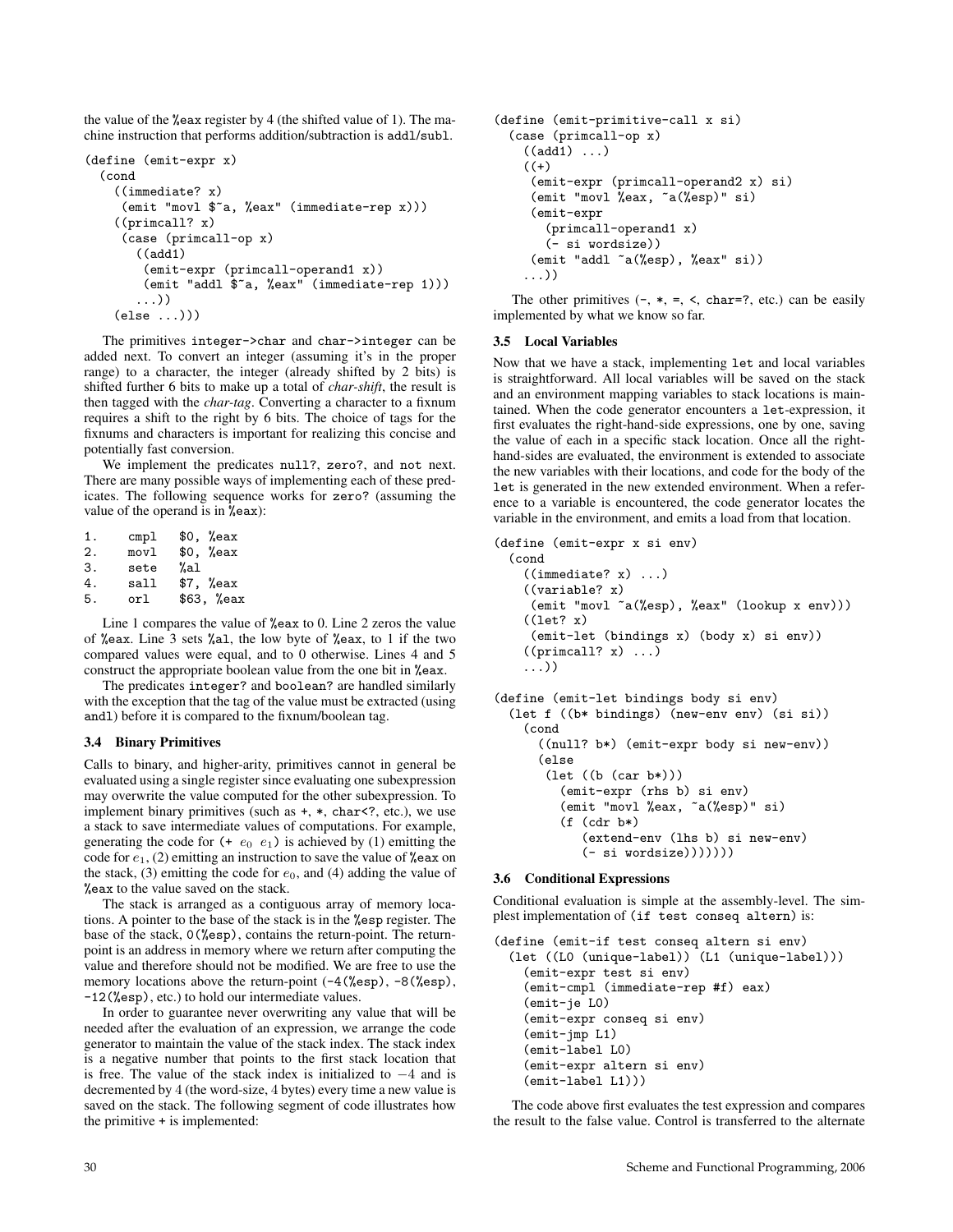the value of the %eax register by 4 (the shifted value of 1). The machine instruction that performs addition/subtraction is addl/subl.

```
(define (emit-expr x)
  (cond
    ((immediate? x)
     (emit "movl $~a, %eax" (immediate-rep x)))
    ((primcall? x)
     (case (primcall-op x)
       ((add1)
        (emit-expr (primcall-operand1 x))
        (emit "addl $~a, %eax" (immediate-rep 1)))
       ...))
    (else ...)))
```

The primitives integer->char and char->integer can be added next. To convert an integer (assuming it's in the proper range) to a character, the integer (already shifted by 2 bits) is shifted further 6 bits to make up a total of *char-shift*, the result is then tagged with the *char-tag*. Converting a character to a fixnum requires a shift to the right by 6 bits. The choice of tags for the fixnums and characters is important for realizing this concise and potentially fast conversion.

We implement the predicates null?, zero?, and not next. There are many possible ways of implementing each of these predicates. The following sequence works for zero? (assuming the value of the operand is in %eax):

```
1.    cmpl   $0, %eax
2.    movl   $0, %eax
3.    sete   %al
4.    sall   $7, %eax
5.    orl    $63, %eax
```

Line 1 compares the value of %eax to 0. Line 2 zeros the value of %eax. Line 3 sets %al, the low byte of %eax, to 1 if the two compared values were equal, and to 0 otherwise. Lines 4 and 5 construct the appropriate boolean value from the one bit in %eax.

The predicates integer? and boolean? are handled similarly with the exception that the tag of the value must be extracted (using andl) before it is compared to the fixnum/boolean tag.

### 3.4 Binary Primitives

Calls to binary, and higher-arity, primitives cannot in general be evaluated using a single register since evaluating one subexpression may overwrite the value computed for the other subexpression. To implement binary primitives (such as +, *, char<?, etc.), we use a stack to save intermediate values of computations. For example, generating the code for (+ $e_0$ $e_1$) is achieved by (1) emitting the code for $e_1$, (2) emitting an instruction to save the value of %eax on the stack, (3) emitting the code for $e_0$, and (4) adding the value of %eax to the value saved on the stack.

The stack is arranged as a contiguous array of memory locations. A pointer to the base of the stack is in the %esp register. The base of the stack, 0(%esp), contains the return-point. The return-point is an address in memory where we return after computing the value and therefore should not be modified. We are free to use the memory locations above the return-point (-4(%esp), -8(%esp), -12(%esp), etc.) to hold our intermediate values.

In order to guarantee never overwriting any value that will be needed after the evaluation of an expression, we arrange the code generator to maintain the value of the stack index. The stack index is a negative number that points to the first stack location that is free. The value of the stack index is initialized to $-4$ and is decremented by 4 (the word-size, 4 bytes) every time a new value is saved on the stack. The following segment of code illustrates how the primitive + is implemented:

```
(define (emit-primitive-call x si)
  (case (primcall-op x)
    ((add1) ...)
    ((+)
     (emit-expr (primcall-operand2 x) si)
     (emit "movl %eax, ~a(%esp)" si)
     (emit-expr
       (primcall-operand1 x)
       (- si wordsize))
     (emit "addl ~a(%esp), %eax" si))
    ...))
```

The other primitives (-, *, =, <, char=?, etc.) can be easily implemented by what we know so far.

### 3.5 Local Variables

Now that we have a stack, implementing let and local variables is straightforward. All local variables will be saved on the stack and an environment mapping variables to stack locations is maintained. When the code generator encounters a let-expression, it first evaluates the right-hand-side expressions, one by one, saving the value of each in a specific stack location. Once all the right-hand-sides are evaluated, the environment is extended to associate the new variables with their locations, and code for the body of the let is generated in the new extended environment. When a reference to a variable is encountered, the code generator locates the variable in the environment, and emits a load from that location.

```
(define (emit-expr x si env)
  (cond
    ((immediate? x) ...)
    ((variable? x)
     (emit "movl ~a(%esp), %eax" (lookup x env)))
    ((let? x)
     (emit-let (bindings x) (body x) si env))
    ((primcall? x) ...)
    ...))

(define (emit-let bindings body si env)
  (let f ((b* bindings) (new-env env) (si si))
    (cond
      ((null? b*) (emit-expr body si new-env))
      (else
       (let ((b (car b*)))
         (emit-expr (rhs b) si env)
         (emit "movl %eax, ~a(%esp)" si)
         (f (cdr b*)
            (extend-env (lhs b) si new-env)
            (- si wordsize)))))))
```

### 3.6 Conditional Expressions

Conditional evaluation is simple at the assembly-level. The simplest implementation of (if test conseq altern) is:

```
(define (emit-if test conseq altern si env)
  (let ((L0 (unique-label)) (L1 (unique-label)))
    (emit-expr test si env)
    (emit-cmpl (immediate-rep #f) eax)
    (emit-je L0)
    (emit-expr conseq si env)
    (emit-jmp L1)
    (emit-label L0)
    (emit-expr altern si env)
    (emit-label L1)))
```

The code above first evaluates the test expression and compares the result to the false value. Control is transferred to the alternate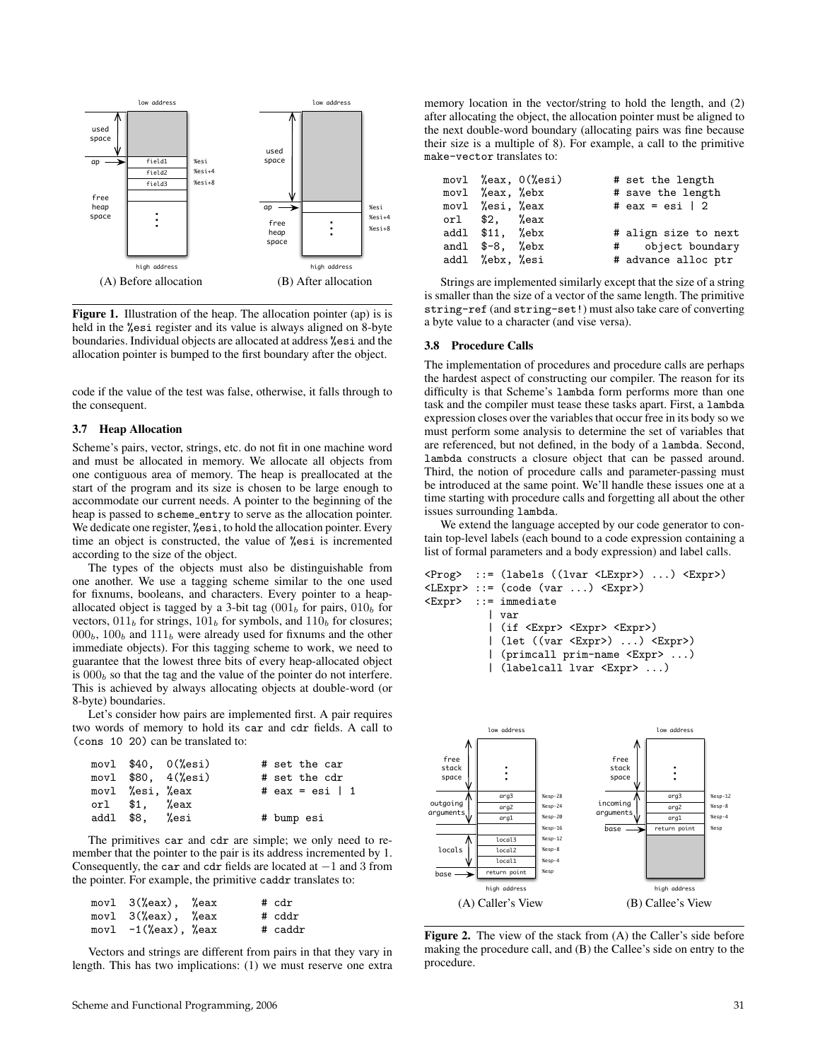Figure 1. Illustration of the heap. The allocation pointer (ap) is is held in the %esi register and its value is always aligned on 8-byte boundaries. Individual objects are allocated at address %esi and the allocation pointer is bumped to the first boundary after the object.

code if the value of the test was false, otherwise, it falls through to the consequent.

### 3.7 Heap Allocation

Scheme's pairs, vector, strings, etc. do not fit in one machine word and must be allocated in memory. We allocate all objects from one contiguous area of memory. The heap is preallocated at the start of the program and its size is chosen to be large enough to accommodate our current needs. A pointer to the beginning of the heap is passed to scheme_entry to serve as the allocation pointer. We dedicate one register, %esi, to hold the allocation pointer. Every time an object is constructed, the value of %esi is incremented according to the size of the object.

The types of the objects must also be distinguishable from one another. We use a tagging scheme similar to the one used for fixnums, booleans, and characters. Every pointer to a heap-allocated object is tagged by a 3-bit tag ($001_b$ for pairs, $010_b$ for vectors, $011_b$ for strings, $101_b$ for symbols, and $110_b$ for closures; $000_b$, $100_b$ and $111_b$ were already used for fixnums and the other immediate objects). For this tagging scheme to work, we need to guarantee that the lowest three bits of every heap-allocated object is $000_b$ so that the tag and the value of the pointer do not interfere. This is achieved by always allocating objects at double-word (or 8-byte) boundaries.

Let's consider how pairs are implemented first. A pair requires two words of memory to hold its car and cdr fields. A call to (cons 10 20) can be translated to:

```
movl  $40,  0(%esi)        # set the car
movl  $80,  4(%esi)        # set the cdr
movl  %esi, %eax           # eax = esi | 1
orl   $1,   %eax
addl  $8,   %esi           # bump esi
```

The primitives car and cdr are simple; we only need to remember that the pointer to the pair is its address incremented by 1. Consequently, the car and cdr fields are located at $-1$ and 3 from the pointer. For example, the primitive caddr translates to:

```
movl  3(%eax),  %eax       # cdr
movl  3(%eax),  %eax       # cddr
movl  -1(%eax), %eax       # caddr
```

Vectors and strings are different from pairs in that they vary in length. This has two implications: (1) we must reserve one extra memory location in the vector/string to hold the length, and (2) after allocating the object, the allocation pointer must be aligned to the next double-word boundary (allocating pairs was fine because their size is a multiple of 8). For example, a call to the primitive make-vector translates to:

```
movl  %eax, 0(%esi)        # set the length
movl  %eax, %ebx           # save the length
movl  %esi, %eax           # eax = esi | 2
orl   $2,   %eax
addl  $11,  %ebx           # align size to next
andl  $-8,  %ebx           #    object boundary
addl  %ebx, %esi           # advance alloc ptr
```

Strings are implemented similarly except that the size of a string is smaller than the size of a vector of the same length. The primitive string-ref (and string-set!) must also take care of converting a byte value to a character (and vise versa).

### 3.8 Procedure Calls

The implementation of procedures and procedure calls are perhaps the hardest aspect of constructing our compiler. The reason for its difficulty is that Scheme's lambda form performs more than one task and the compiler must tease these tasks apart. First, a lambda expression closes over the variables that occur free in its body so we must perform some analysis to determine the set of variables that are referenced, but not defined, in the body of a lambda. Second, lambda constructs a closure object that can be passed around. Third, the notion of procedure calls and parameter-passing must be introduced at the same point. We'll handle these issues one at a time starting with procedure calls and forgetting all about the other issues surrounding lambda.

We extend the language accepted by our code generator to contain top-level labels (each bound to a code expression containing a list of formal parameters and a body expression) and label calls.

```
<Prog>  ::= (labels ((lvar <LExpr>) ...) <Expr>)
<LExpr> ::= (code (var ...) <Expr>)
<Expr>  ::= immediate
          | var
          | (if <Expr> <Expr> <Expr>)
          | (let ((var <Expr>) ...) <Expr>)
          | (primcall prim-name <Expr> ...)
          | (labelcall lvar <Expr> ...)
```

Figure 2. The view of the stack from (A) the Caller's side before making the procedure call, and (B) the Callee's side on entry to the procedure.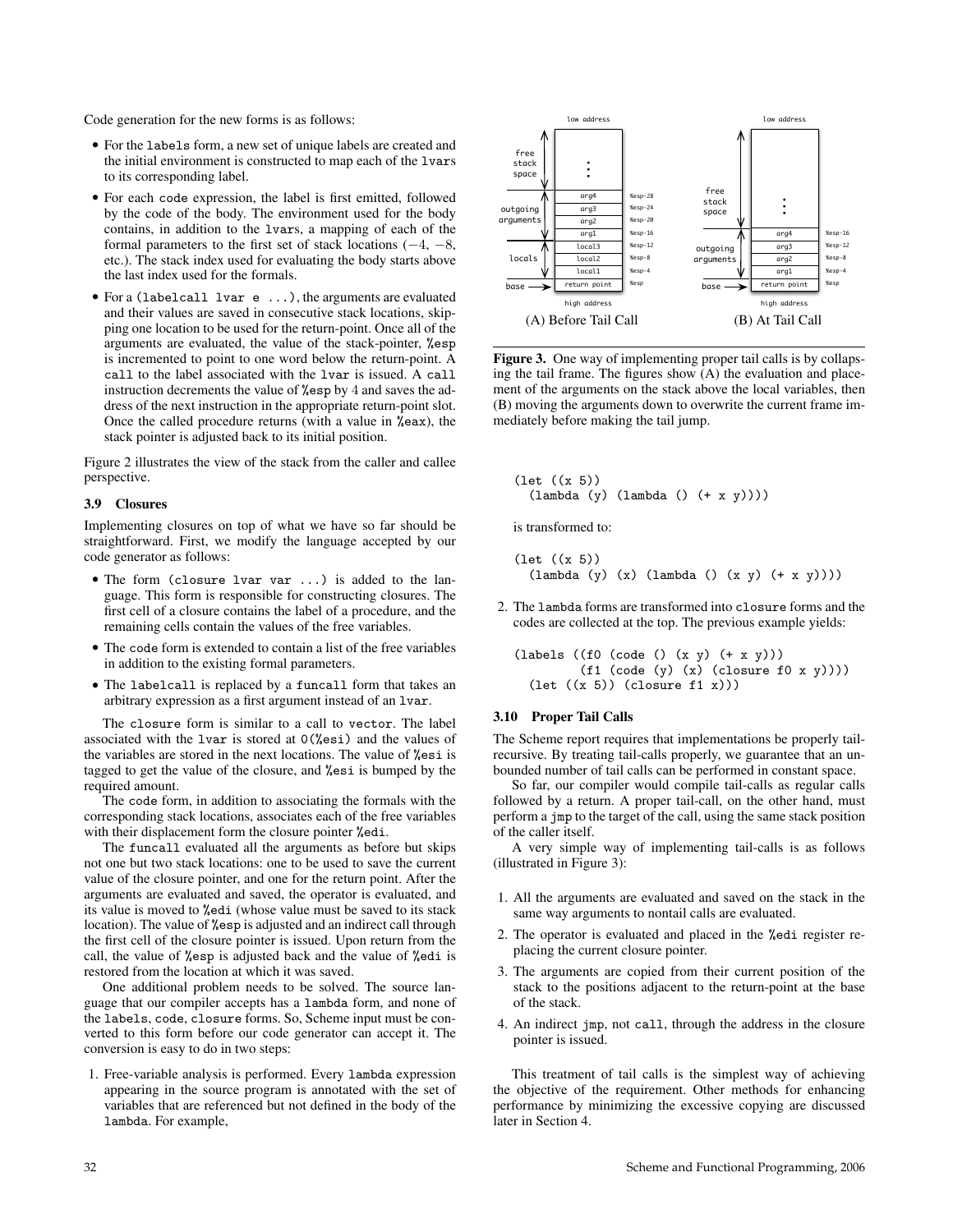Code generation for the new forms is as follows:

- For the `labels` form, a new set of unique labels are created and the initial environment is constructed to map each of the `lvar`s to its corresponding label.
- For each `code` expression, the label is first emitted, followed by the code of the body. The environment used for the body contains, in addition to the `lvar`s, a mapping of each of the formal parameters to the first set of stack locations ($-4$, $-8$, etc.). The stack index used for evaluating the body starts above the last index used for the formals.
- For a `(labelcall lvar e ...)`, the arguments are evaluated and their values are saved in consecutive stack locations, skipping one location to be used for the return-point. Once all of the arguments are evaluated, the value of the stack-pointer, `%esp` is incremented to point to one word below the return-point. A `call` to the label associated with the `lvar` is issued. A `call` instruction decrements the value of `%esp` by 4 and saves the address of the next instruction in the appropriate return-point slot. Once the called procedure returns (with a value in `%eax`), the stack pointer is adjusted back to its initial position.

Figure 2 illustrates the view of the stack from the caller and callee perspective.

### 3.9 Closures

Implementing closures on top of what we have so far should be straightforward. First, we modify the language accepted by our code generator as follows:

- The form `(closure lvar var ...)` is added to the language. This form is responsible for constructing closures. The first cell of a closure contains the label of a procedure, and the remaining cells contain the values of the free variables.
- The `code` form is extended to contain a list of the free variables in addition to the existing formal parameters.
- The `labelcall` is replaced by a `funcall` form that takes an arbitrary expression as a first argument instead of an `lvar`.

The `closure` form is similar to a call to `vector`. The label associated with the `lvar` is stored at `0(%esi)` and the values of the variables are stored in the next locations. The value of `%esi` is tagged to get the value of the closure, and `%esi` is bumped by the required amount.

The `code` form, in addition to associating the formals with the corresponding stack locations, associates each of the free variables with their displacement form the closure pointer `%edi`.

The `funcall` evaluated all the arguments as before but skips not one but two stack locations: one to be used to save the current value of the closure pointer, and one for the return point. After the arguments are evaluated and saved, the operator is evaluated, and its value is moved to `%edi` (whose value must be saved to its stack location). The value of `%esp` is adjusted and an indirect call through the first cell of the closure pointer is issued. Upon return from the call, the value of `%esp` is adjusted back and the value of `%edi` is restored from the location at which it was saved.

One additional problem needs to be solved. The source language that our compiler accepts has a `lambda` form, and none of the `labels`, `code`, `closure` forms. So, Scheme input must be converted to this form before our code generator can accept it. The conversion is easy to do in two steps:

1. Free-variable analysis is performed. Every `lambda` expression appearing in the source program is annotated with the set of variables that are referenced but not defined in the body of the `lambda`. For example,

```
(let ((x 5))
  (lambda (y) (lambda () (+ x y))))
```

is transformed to:

```
(let ((x 5))
  (lambda (y) (x) (lambda () (x y) (+ x y))))
```

2. The `lambda` forms are transformed into `closure` forms and the codes are collected at the top. The previous example yields:

```
(labels ((f0 (code () (x y) (+ x y)))
         (f1 (code (y) (x) (closure f0 x y))))
  (let ((x 5)) (closure f1 x)))
```

(A) Before Tail Call (B) At Tail Call

**Figure 3.** One way of implementing proper tail calls is by collapsing the tail frame. The figures show (A) the evaluation and placement of the arguments on the stack above the local variables, then (B) moving the arguments down to overwrite the current frame immediately before making the tail jump.

### 3.10 Proper Tail Calls

The Scheme report requires that implementations be properly tail-recursive. By treating tail-calls properly, we guarantee that an unbounded number of tail calls can be performed in constant space.

So far, our compiler would compile tail-calls as regular calls followed by a return. A proper tail-call, on the other hand, must perform a `jmp` to the target of the call, using the same stack position of the caller itself.

A very simple way of implementing tail-calls is as follows (illustrated in Figure 3):

1. All the arguments are evaluated and saved on the stack in the same way arguments to nontail calls are evaluated.
2. The operator is evaluated and placed in the `%edi` register replacing the current closure pointer.
3. The arguments are copied from their current position of the stack to the positions adjacent to the return-point at the base of the stack.
4. An indirect `jmp`, not `call`, through the address in the closure pointer is issued.

This treatment of tail calls is the simplest way of achieving the objective of the requirement. Other methods for enhancing performance by minimizing the excessive copying are discussed later in Section 4.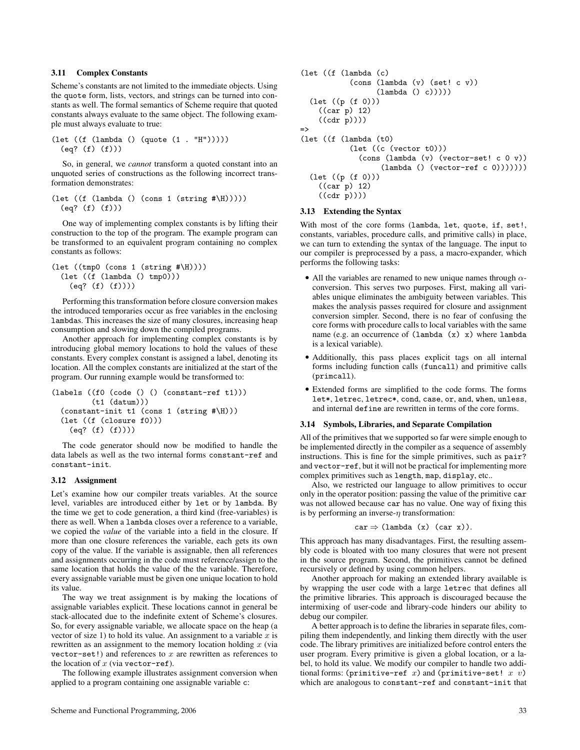### 3.11 Complex Constants

Scheme's constants are not limited to the immediate objects. Using the `quote` form, lists, vectors, and strings can be turned into constants as well. The formal semantics of Scheme require that quoted constants always evaluate to the same object. The following example must always evaluate to true:

```
(let ((f (lambda () (quote (1 . "H")))))
  (eq? (f) (f)))
```

So, in general, we *cannot* transform a quoted constant into an unquoted series of constructions as the following incorrect transformation demonstrates:

```
(let ((f (lambda () (cons 1 (string #\H)))))
  (eq? (f) (f)))
```

One way of implementing complex constants is by lifting their construction to the top of the program. The example program can be transformed to an equivalent program containing no complex constants as follows:

```
(let ((tmp0 (cons 1 (string #\H))))
  (let ((f (lambda () tmp0)))
    (eq? (f) (f))))
```

Performing this transformation before closure conversion makes the introduced temporaries occur as free variables in the enclosing `lambda`s. This increases the size of many closures, increasing heap consumption and slowing down the compiled programs.

Another approach for implementing complex constants is by introducing global memory locations to hold the values of these constants. Every complex constant is assigned a label, denoting its location. All the complex constants are initialized at the start of the program. Our running example would be transformed to:

```
(labels ((f0 (code () () (constant-ref t1)))
         (t1 (datum)))
  (constant-init t1 (cons 1 (string #\H)))
  (let ((f (closure f0)))
    (eq? (f) (f))))
```

The code generator should now be modified to handle the data labels as well as the two internal forms `constant-ref` and `constant-init`.

### 3.12 Assignment

Let's examine how our compiler treats variables. At the source level, variables are introduced either by `let` or by `lambda`. By the time we get to code generation, a third kind (free-variables) is there as well. When a `lambda` closes over a reference to a variable, we copied the *value* of the variable into a field in the closure. If more than one closure references the variable, each gets its own copy of the value. If the variable is assignable, then all references and assignments occurring in the code must reference/assign to the same location that holds the value of the the variable. Therefore, every assignable variable must be given one unique location to hold its value.

The way we treat assignment is by making the locations of assignable variables explicit. These locations cannot in general be stack-allocated due to the indefinite extent of Scheme's closures. So, for every assignable variable, we allocate space on the heap (a vector of size 1) to hold its value. An assignment to a variable $x$ is rewritten as an assignment to the memory location holding $x$ (via `vector-set!`) and references to $x$ are rewritten as references to the location of $x$ (via `vector-ref`).

The following example illustrates assignment conversion when applied to a program containing one assignable variable `c`:

```
(let ((f (lambda (c)
           (cons (lambda (v) (set! c v))
                 (lambda () c)))))
  (let ((p (f 0)))
    ((car p) 12)
    ((cdr p))))
=>
(let ((f (lambda (t0)
           (let ((c (vector t0)))
             (cons (lambda (v) (vector-set! c 0 v))
                   (lambda () (vector-ref c 0)))))))
  (let ((p (f 0)))
    ((car p) 12)
    ((cdr p))))
```

### 3.13 Extending the Syntax

With most of the core forms (`lambda`, `let`, `quote`, `if`, `set!`, constants, variables, procedure calls, and primitive calls) in place, we can turn to extending the syntax of the language. The input to our compiler is preprocessed by a pass, a macro-expander, which performs the following tasks:

- All the variables are renamed to new unique names through $\alpha$-conversion. This serves two purposes. First, making all variables unique eliminates the ambiguity between variables. This makes the analysis passes required for closure and assignment conversion simpler. Second, there is no fear of confusing the core forms with procedure calls to local variables with the same name (e.g. an occurrence of `(lambda (x) x)` where `lambda` is a lexical variable).
- Additionally, this pass places explicit tags on all internal forms including function calls (`funcall`) and primitive calls (`primcall`).
- Extended forms are simplified to the code forms. The forms `let*`, `letrec`, `letrec*`, `cond`, `case`, `or`, `and`, `when`, `unless`, and internal `define` are rewritten in terms of the core forms.

### 3.14 Symbols, Libraries, and Separate Compilation

All of the primitives that we supported so far were simple enough to be implemented directly in the compiler as a sequence of assembly instructions. This is fine for the simple primitives, such as `pair?` and `vector-ref`, but it will not be practical for implementing more complex primitives such as `length`, `map`, `display`, etc..

Also, we restricted our language to allow primitives to occur only in the operator position: passing the value of the primitive `car` was not allowed because `car` has no value. One way of fixing this is by performing an inverse-$\eta$ transformation:

$$\texttt{car} \Rightarrow \texttt{(lambda (x) (car x))}.$$

This approach has many disadvantages. First, the resulting assembly code is bloated with too many closures that were not present in the source program. Second, the primitives cannot be defined recursively or defined by using common helpers.

Another approach for making an extended library available is by wrapping the user code with a large `letrec` that defines all the primitive libraries. This approach is discouraged because the intermixing of user-code and library-code hinders our ability to debug our compiler.

A better approach is to define the libraries in separate files, compiling them independently, and linking them directly with the user code. The library primitives are initialized before control enters the user program. Every primitive is given a global location, or a label, to hold its value. We modify our compiler to handle two additional forms: `(primitive-ref` $x$`)` and `(primitive-set!` $x$ $v$`)` which are analogous to `constant-ref` and `constant-init` that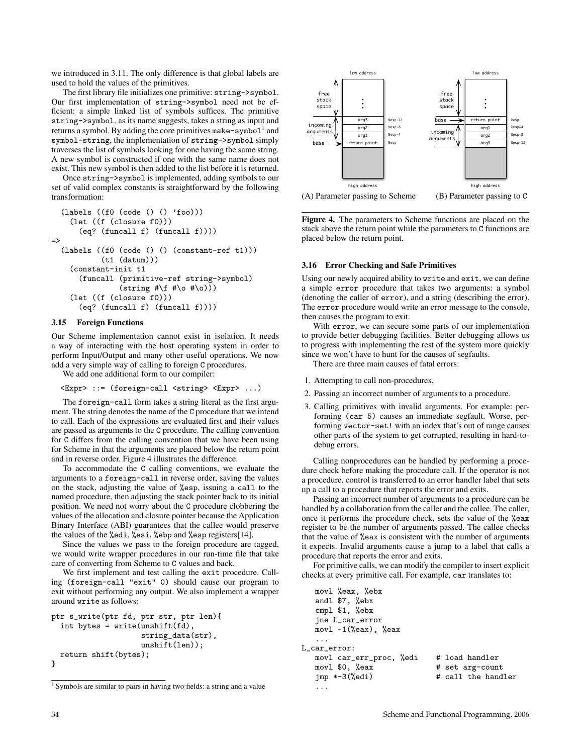we introduced in 3.11. The only difference is that global labels are used to hold the values of the primitives.

The first library file initializes one primitive: `string->symbol`. Our first implementation of `string->symbol` need not be efficient: a simple linked list of symbols suffices. The primitive `string->symbol`, as its name suggests, takes a string as input and returns a symbol. By adding the core primitives `make-symbol`[1] and `symbol-string`, the implementation of `string->symbol` simply traverses the list of symbols looking for one having the same string. A new symbol is constructed if one with the same name does not exist. This new symbol is then added to the list before it is returned.

Once `string->symbol` is implemented, adding symbols to our set of valid complex constants is straightforward by the following transformation:

```
  (labels ((f0 (code () () 'foo)))
    (let ((f (closure f0)))
      (eq? (funcall f) (funcall f))))
=>
  (labels ((f0 (code () () (constant-ref t1)))
           (t1 (datum)))
    (constant-init t1
      (funcall (primitive-ref string->symbol)
               (string #\f #\o #\o)))
    (let ((f (closure f0)))
      (eq? (funcall f) (funcall f))))
```

### 3.15 Foreign Functions

Our Scheme implementation cannot exist in isolation. It needs a way of interacting with the host operating system in order to perform Input/Output and many other useful operations. We now add a very simple way of calling to foreign C procedures.

We add one additional form to our compiler:

```
<Expr> ::= (foreign-call <string> <Expr> ...)
```

The `foreign-call` form takes a string literal as the first argument. The string denotes the name of the C procedure that we intend to call. Each of the expressions are evaluated first and their values are passed as arguments to the C procedure. The calling convention for C differs from the calling convention that we have been using for Scheme in that the arguments are placed below the return point and in reverse order. Figure 4 illustrates the difference.

To accommodate the C calling conventions, we evaluate the arguments to a `foreign-call` in reverse order, saving the values on the stack, adjusting the value of `%esp`, issuing a `call` to the named procedure, then adjusting the stack pointer back to its initial position. We need not worry about the C procedure clobbering the values of the allocation and closure pointer because the Application Binary Interface (ABI) guarantees that the callee would preserve the values of the `%edi`, `%esi`, `%ebp` and `%esp` registers[14].

Since the values we pass to the foreign procedure are tagged, we would write wrapper procedures in our run-time file that take care of converting from Scheme to C values and back.

We first implement and test calling the `exit` procedure. Calling `(foreign-call "exit" 0)` should cause our program to exit without performing any output. We also implement a wrapper around `write` as follows:

```
ptr s_write(ptr fd, ptr str, ptr len){
  int bytes = write(unshift(fd),
                    string_data(str),
                    unshift(len));
  return shift(bytes);
}
```

[1] Symbols are similar to pairs in having two fields: a string and a value

(A) Parameter passing to Scheme (B) Parameter passing to C

**Figure 4.** The parameters to Scheme functions are placed on the stack above the return point while the parameters to C functions are placed below the return point.

### 3.16 Error Checking and Safe Primitives

Using our newly acquired ability to `write` and `exit`, we can define a simple `error` procedure that takes two arguments: a symbol (denoting the caller of `error`), and a string (describing the error). The `error` procedure would write an error message to the console, then causes the program to exit.

With `error`, we can secure some parts of our implementation to provide better debugging facilities. Better debugging allows us to progress with implementing the rest of the system more quickly since we won't have to hunt for the causes of segfaults.

There are three main causes of fatal errors:

1. Attempting to call non-procedures.
2. Passing an incorrect number of arguments to a procedure.
3. Calling primitives with invalid arguments. For example: performing `(car 5)` causes an immediate segfault. Worse, performing `vector-set!` with an index that's out of range causes other parts of the system to get corrupted, resulting in hard-to-debug errors.

Calling nonprocedures can be handled by performing a procedure check before making the procedure call. If the operator is not a procedure, control is transferred to an error handler label that sets up a call to a procedure that reports the error and exits.

Passing an incorrect number of arguments to a procedure can be handled by a collaboration from the caller and the callee. The caller, once it performs the procedure check, sets the value of the `%eax` register to be the number of arguments passed. The callee checks that the value of `%eax` is consistent with the number of arguments it expects. Invalid arguments cause a jump to a label that calls a procedure that reports the error and exits.

For primitive calls, we can modify the compiler to insert explicit checks at every primitive call. For example, `car` translates to:

```
   movl %eax, %ebx
   andl $7, %ebx
   cmpl $1, %ebx
   jne L_car_error
   movl -1(%eax), %eax
   ...
L_car_error:
   movl car_err_proc, %edi    # load handler
   movl $0, %eax              # set arg-count
   jmp *-3(%edi)              # call the handler
   ...
```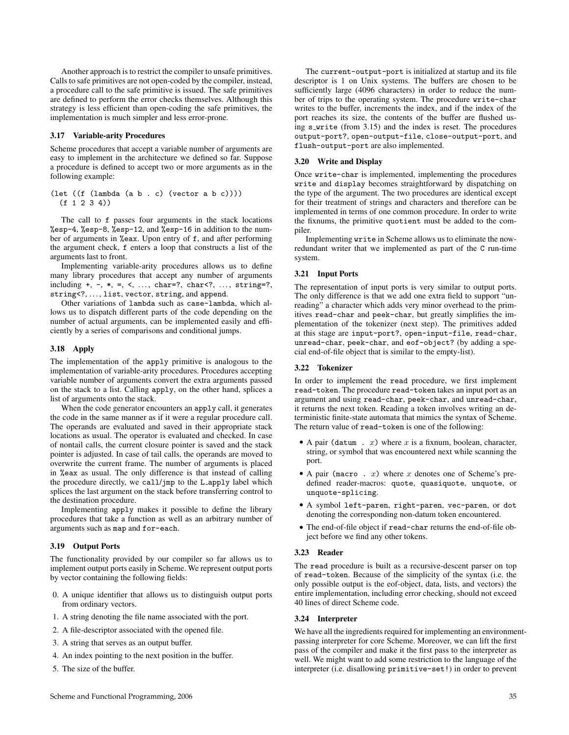Another approach is to restrict the compiler to unsafe primitives. Calls to safe primitives are not open-coded by the compiler, instead, a procedure call to the safe primitive is issued. The safe primitives are defined to perform the error checks themselves. Although this strategy is less efficient than open-coding the safe primitives, the implementation is much simpler and less error-prone.

### 3.17 Variable-arity Procedures

Scheme procedures that accept a variable number of arguments are easy to implement in the architecture we defined so far. Suppose a procedure is defined to accept two or more arguments as in the following example:

```
(let ((f (lambda (a b . c) (vector a b c))))
  (f 1 2 3 4))
```

The call to `f` passes four arguments in the stack locations `%esp-4`, `%esp-8`, `%esp-12`, and `%esp-16` in addition to the number of arguments in `%eax`. Upon entry of `f`, and after performing the argument check, `f` enters a loop that constructs a list of the arguments last to front.

Implementing variable-arity procedures allows us to define many library procedures that accept any number of arguments including `+`, `-`, `*`, `=`, `<`, ..., `char=?`, `char<?`, ..., `string=?`, `string<?`, ..., `list`, `vector`, `string`, and `append`.

Other variations of `lambda` such as `case-lambda`, which allows us to dispatch different parts of the code depending on the number of actual arguments, can be implemented easily and efficiently by a series of comparisons and conditional jumps.

### 3.18 Apply

The implementation of the `apply` primitive is analogous to the implementation of variable-arity procedures. Procedures accepting variable number of arguments convert the extra arguments passed on the stack to a list. Calling `apply`, on the other hand, splices a list of arguments onto the stack.

When the code generator encounters an `apply` call, it generates the code in the same manner as if it were a regular procedure call. The operands are evaluated and saved in their appropriate stack locations as usual. The operator is evaluated and checked. In case of nontail calls, the current closure pointer is saved and the stack pointer is adjusted. In case of tail calls, the operands are moved to overwrite the current frame. The number of arguments is placed in `%eax` as usual. The only difference is that instead of calling the procedure directly, we `call`/`jmp` to the `L_apply` label which splices the last argument on the stack before transferring control to the destination procedure.

Implementing `apply` makes it possible to define the library procedures that take a function as well as an arbitrary number of arguments such as `map` and `for-each`.

### 3.19 Output Ports

The functionality provided by our compiler so far allows us to implement output ports easily in Scheme. We represent output ports by vector containing the following fields:

0. A unique identifier that allows us to distinguish output ports from ordinary vectors.
1. A string denoting the file name associated with the port.
2. A file-descriptor associated with the opened file.
3. A string that serves as an output buffer.
4. An index pointing to the next position in the buffer.
5. The size of the buffer.

The `current-output-port` is initialized at startup and its file descriptor is 1 on Unix systems. The buffers are chosen to be sufficiently large (4096 characters) in order to reduce the number of trips to the operating system. The procedure `write-char` writes to the buffer, increments the index, and if the index of the port reaches its size, the contents of the buffer are flushed using `s_write` (from 3.15) and the index is reset. The procedures `output-port?`, `open-output-file`, `close-output-port`, and `flush-output-port` are also implemented.

### 3.20 Write and Display

Once `write-char` is implemented, implementing the procedures `write` and `display` becomes straightforward by dispatching on the type of the argument. The two procedures are identical except for their treatment of strings and characters and therefore can be implemented in terms of one common procedure. In order to write the fixnums, the primitive `quotient` must be added to the compiler.

Implementing `write` in Scheme allows us to eliminate the now-redundant writer that we implemented as part of the C run-time system.

### 3.21 Input Ports

The representation of input ports is very similar to output ports. The only difference is that we add one extra field to support "unreading" a character which adds very minor overhead to the primitives `read-char` and `peek-char`, but greatly simplifies the implementation of the tokenizer (next step). The primitives added at this stage are `input-port?`, `open-input-file`, `read-char`, `unread-char`, `peek-char`, and `eof-object?` (by adding a special end-of-file object that is similar to the empty-list).

### 3.22 Tokenizer

In order to implement the `read` procedure, we first implement `read-token`. The procedure `read-token` takes an input port as an argument and using `read-char`, `peek-char`, and `unread-char`, it returns the next token. Reading a token involves writing an deterministic finite-state automata that mimics the syntax of Scheme. The return value of `read-token` is one of the following:

- A pair `(datum . ` $x$`)` where $x$ is a fixnum, boolean, character, string, or symbol that was encountered next while scanning the port.
- A pair `(macro . ` $x$`)` where $x$ denotes one of Scheme's predefined reader-macros: `quote`, `quasiquote`, `unquote`, or `unquote-splicing`.
- A symbol `left-paren`, `right-paren`, `vec-paren`, or `dot` denoting the corresponding non-datum token encountered.
- The end-of-file object if `read-char` returns the end-of-file object before we find any other tokens.

### 3.23 Reader

The `read` procedure is built as a recursive-descent parser on top of `read-token`. Because of the simplicity of the syntax (i.e. the only possible output is the eof-object, data, lists, and vectors) the entire implementation, including error checking, should not exceed 40 lines of direct Scheme code.

### 3.24 Interpreter

We have all the ingredients required for implementing an environment-passing interpreter for core Scheme. Moreover, we can lift the first pass of the compiler and make it the first pass to the interpreter as well. We might want to add some restriction to the language of the interpreter (i.e. disallowing `primitive-set!`) in order to prevent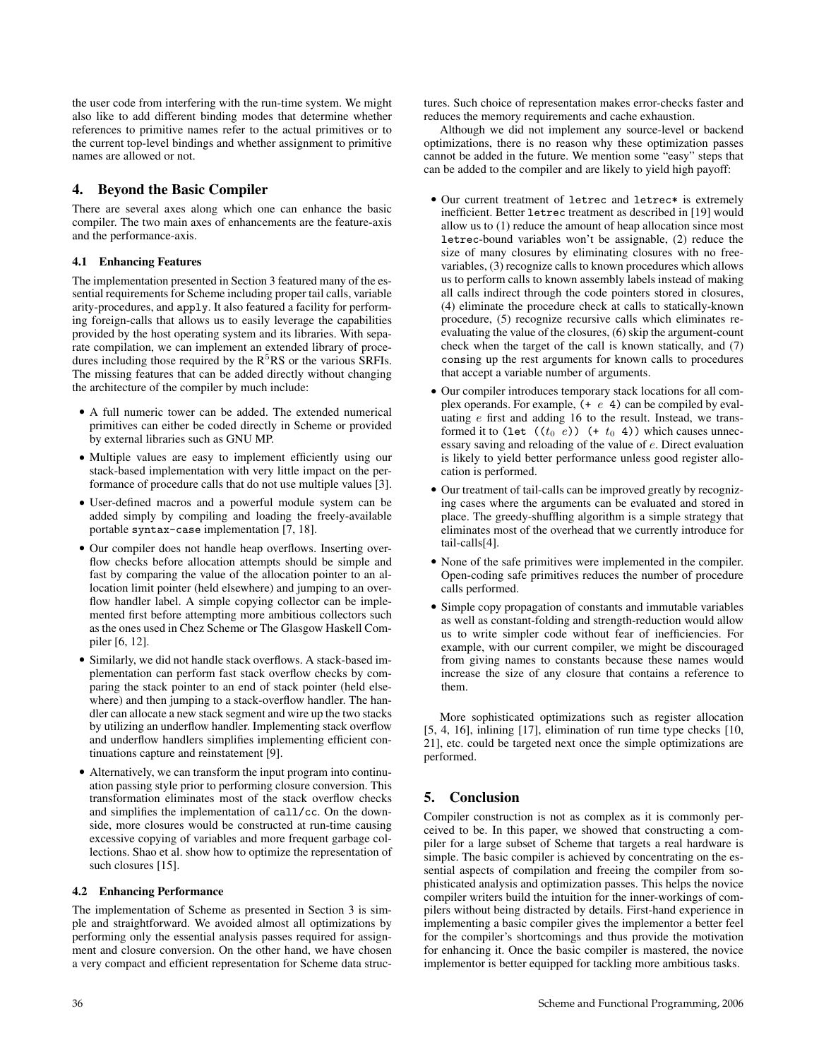the user code from interfering with the run-time system. We might also like to add different binding modes that determine whether references to primitive names refer to the actual primitives or to the current top-level bindings and whether assignment to primitive names are allowed or not.

## 4. Beyond the Basic Compiler

There are several axes along which one can enhance the basic compiler. The two main axes of enhancements are the feature-axis and the performance-axis.

### 4.1 Enhancing Features

The implementation presented in Section 3 featured many of the essential requirements for Scheme including proper tail calls, variable arity-procedures, and `apply`. It also featured a facility for performing foreign-calls that allows us to easily leverage the capabilities provided by the host operating system and its libraries. With separate compilation, we can implement an extended library of procedures including those required by the R$^5$RS or the various SRFIs. The missing features that can be added directly without changing the architecture of the compiler by much include:

- A full numeric tower can be added. The extended numerical primitives can either be coded directly in Scheme or provided by external libraries such as GNU MP.
- Multiple values are easy to implement efficiently using our stack-based implementation with very little impact on the performance of procedure calls that do not use multiple values [3].
- User-defined macros and a powerful module system can be added simply by compiling and loading the freely-available portable `syntax-case` implementation [7, 18].
- Our compiler does not handle heap overflows. Inserting overflow checks before allocation attempts should be simple and fast by comparing the value of the allocation pointer to an allocation limit pointer (held elsewhere) and jumping to an overflow handler label. A simple copying collector can be implemented first before attempting more ambitious collectors such as the ones used in Chez Scheme or The Glasgow Haskell Compiler [6, 12].
- Similarly, we did not handle stack overflows. A stack-based implementation can perform fast stack overflow checks by comparing the stack pointer to an end of stack pointer (held elsewhere) and then jumping to a stack-overflow handler. The handler can allocate a new stack segment and wire up the two stacks by utilizing an underflow handler. Implementing stack overflow and underflow handlers simplifies implementing efficient continuations capture and reinstatement [9].
- Alternatively, we can transform the input program into continuation passing style prior to performing closure conversion. This transformation eliminates most of the stack overflow checks and simplifies the implementation of `call/cc`. On the downside, more closures would be constructed at run-time causing excessive copying of variables and more frequent garbage collections. Shao et al. show how to optimize the representation of such closures [15].

### 4.2 Enhancing Performance

The implementation of Scheme as presented in Section 3 is simple and straightforward. We avoided almost all optimizations by performing only the essential analysis passes required for assignment and closure conversion. On the other hand, we have chosen a very compact and efficient representation for Scheme data structures. Such choice of representation makes error-checks faster and reduces the memory requirements and cache exhaustion.

Although we did not implement any source-level or backend optimizations, there is no reason why these optimization passes cannot be added in the future. We mention some "easy" steps that can be added to the compiler and are likely to yield high payoff:

- Our current treatment of `letrec` and `letrec*` is extremely inefficient. Better `letrec` treatment as described in [19] would allow us to (1) reduce the amount of heap allocation since most `letrec`-bound variables won't be assignable, (2) reduce the size of many closures by eliminating closures with no free-variables, (3) recognize calls to known procedures which allows us to perform calls to known assembly labels instead of making all calls indirect through the code pointers stored in closures, (4) eliminate the procedure check at calls to statically-known procedure, (5) recognize recursive calls which eliminates re-evaluating the value of the closures, (6) skip the argument-count check when the target of the call is known statically, and (7) consing up the rest arguments for known calls to procedures that accept a variable number of arguments.
- Our compiler introduces temporary stack locations for all complex operands. For example, `(+` $e$ `4)` can be compiled by evaluating $e$ first and adding 16 to the result. Instead, we transformed it to `(let ((`$t_0$ $e$`)) (+` $t_0$ `4))` which causes unnecessary saving and reloading of the value of $e$. Direct evaluation is likely to yield better performance unless good register allocation is performed.
- Our treatment of tail-calls can be improved greatly by recognizing cases where the arguments can be evaluated and stored in place. The greedy-shuffling algorithm is a simple strategy that eliminates most of the overhead that we currently introduce for tail-calls[4].
- None of the safe primitives were implemented in the compiler. Open-coding safe primitives reduces the number of procedure calls performed.
- Simple copy propagation of constants and immutable variables as well as constant-folding and strength-reduction would allow us to write simpler code without fear of inefficiencies. For example, with our current compiler, we might be discouraged from giving names to constants because these names would increase the size of any closure that contains a reference to them.

More sophisticated optimizations such as register allocation [5, 4, 16], inlining [17], elimination of run time type checks [10, 21], etc. could be targeted next once the simple optimizations are performed.

## 5. Conclusion

Compiler construction is not as complex as it is commonly perceived to be. In this paper, we showed that constructing a compiler for a large subset of Scheme that targets a real hardware is simple. The basic compiler is achieved by concentrating on the essential aspects of compilation and freeing the compiler from sophisticated analysis and optimization passes. This helps the novice compiler writers build the intuition for the inner-workings of compilers without being distracted by details. First-hand experience in implementing a basic compiler gives the implementor a better feel for the compiler's shortcomings and thus provide the motivation for enhancing it. Once the basic compiler is mastered, the novice implementor is better equipped for tackling more ambitious tasks.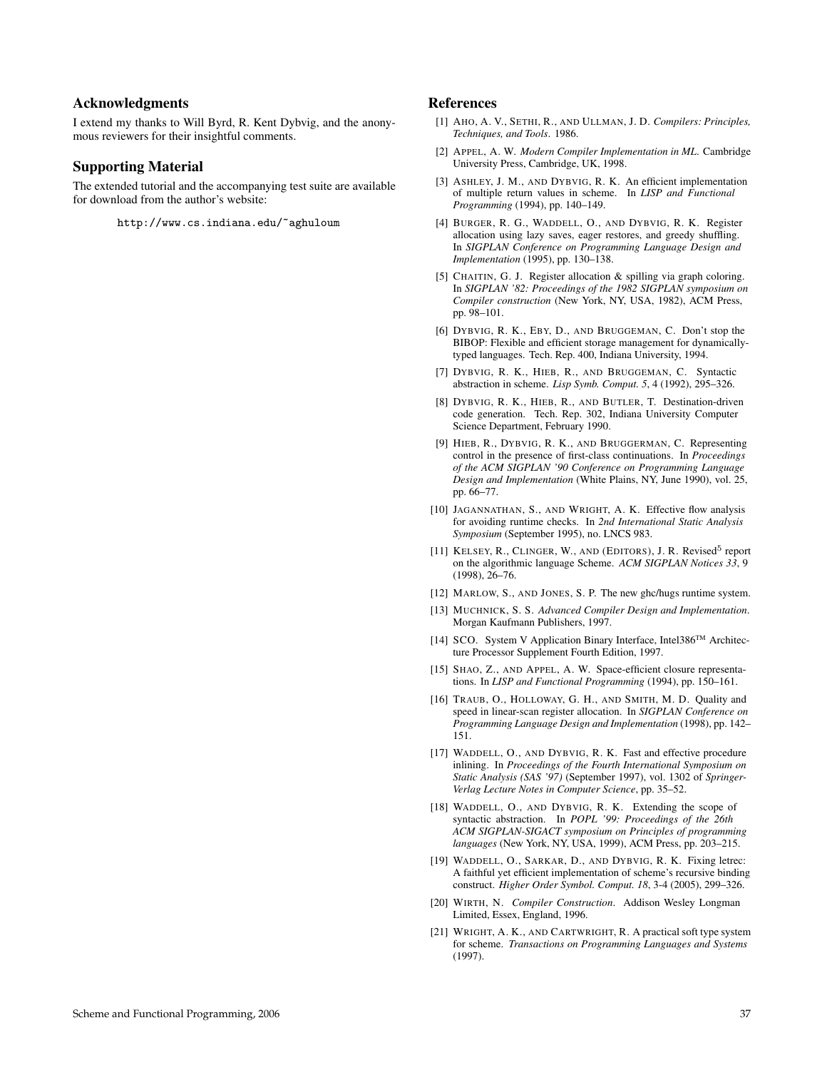## Acknowledgments

I extend my thanks to Will Byrd, R. Kent Dybvig, and the anonymous reviewers for their insightful comments.

## Supporting Material

The extended tutorial and the accompanying test suite are available for download from the author's website:

```
http://www.cs.indiana.edu/~aghuloum
```

## References

[1] AHO, A. V., SETHI, R., AND ULLMAN, J. D. *Compilers: Principles, Techniques, and Tools*. 1986.

[2] APPEL, A. W. *Modern Compiler Implementation in ML*. Cambridge University Press, Cambridge, UK, 1998.

[3] ASHLEY, J. M., AND DYBVIG, R. K. An efficient implementation of multiple return values in scheme. In *LISP and Functional Programming* (1994), pp. 140–149.

[4] BURGER, R. G., WADDELL, O., AND DYBVIG, R. K. Register allocation using lazy saves, eager restores, and greedy shuffling. In *SIGPLAN Conference on Programming Language Design and Implementation* (1995), pp. 130–138.

[5] CHAITIN, G. J. Register allocation & spilling via graph coloring. In *SIGPLAN '82: Proceedings of the 1982 SIGPLAN symposium on Compiler construction* (New York, NY, USA, 1982), ACM Press, pp. 98–101.

[6] DYBVIG, R. K., EBY, D., AND BRUGGEMAN, C. Don't stop the BIBOP: Flexible and efficient storage management for dynamically-typed languages. Tech. Rep. 400, Indiana University, 1994.

[7] DYBVIG, R. K., HIEB, R., AND BRUGGEMAN, C. Syntactic abstraction in scheme. *Lisp Symb. Comput. 5*, 4 (1992), 295–326.

[8] DYBVIG, R. K., HIEB, R., AND BUTLER, T. Destination-driven code generation. Tech. Rep. 302, Indiana University Computer Science Department, February 1990.

[9] HIEB, R., DYBVIG, R. K., AND BRUGGERMAN, C. Representing control in the presence of first-class continuations. In *Proceedings of the ACM SIGPLAN '90 Conference on Programming Language Design and Implementation* (White Plains, NY, June 1990), vol. 25, pp. 66–77.

[10] JAGANNATHAN, S., AND WRIGHT, A. K. Effective flow analysis for avoiding runtime checks. In *2nd International Static Analysis Symposium* (September 1995), no. LNCS 983.

[11] KELSEY, R., CLINGER, W., AND (EDITORS), J. R. Revised[5] report on the algorithmic language Scheme. *ACM SIGPLAN Notices 33*, 9 (1998), 26–76.

[12] MARLOW, S., AND JONES, S. P. The new ghc/hugs runtime system.

[13] MUCHNICK, S. S. *Advanced Compiler Design and Implementation*. Morgan Kaufmann Publishers, 1997.

[14] SCO. System V Application Binary Interface, Intel386™ Architecture Processor Supplement Fourth Edition, 1997.

[15] SHAO, Z., AND APPEL, A. W. Space-efficient closure representations. In *LISP and Functional Programming* (1994), pp. 150–161.

[16] TRAUB, O., HOLLOWAY, G. H., AND SMITH, M. D. Quality and speed in linear-scan register allocation. In *SIGPLAN Conference on Programming Language Design and Implementation* (1998), pp. 142–151.

[17] WADDELL, O., AND DYBVIG, R. K. Fast and effective procedure inlining. In *Proceedings of the Fourth International Symposium on Static Analysis (SAS '97)* (September 1997), vol. 1302 of *Springer-Verlag Lecture Notes in Computer Science*, pp. 35–52.

[18] WADDELL, O., AND DYBVIG, R. K. Extending the scope of syntactic abstraction. In *POPL '99: Proceedings of the 26th ACM SIGPLAN-SIGACT symposium on Principles of programming languages* (New York, NY, USA, 1999), ACM Press, pp. 203–215.

[19] WADDELL, O., SARKAR, D., AND DYBVIG, R. K. Fixing letrec: A faithful yet efficient implementation of scheme's recursive binding construct. *Higher Order Symbol. Comput. 18*, 3-4 (2005), 299–326.

[20] WIRTH, N. *Compiler Construction*. Addison Wesley Longman Limited, Essex, England, 1996.

[21] WRIGHT, A. K., AND CARTWRIGHT, R. A practical soft type system for scheme. *Transactions on Programming Languages and Systems* (1997).